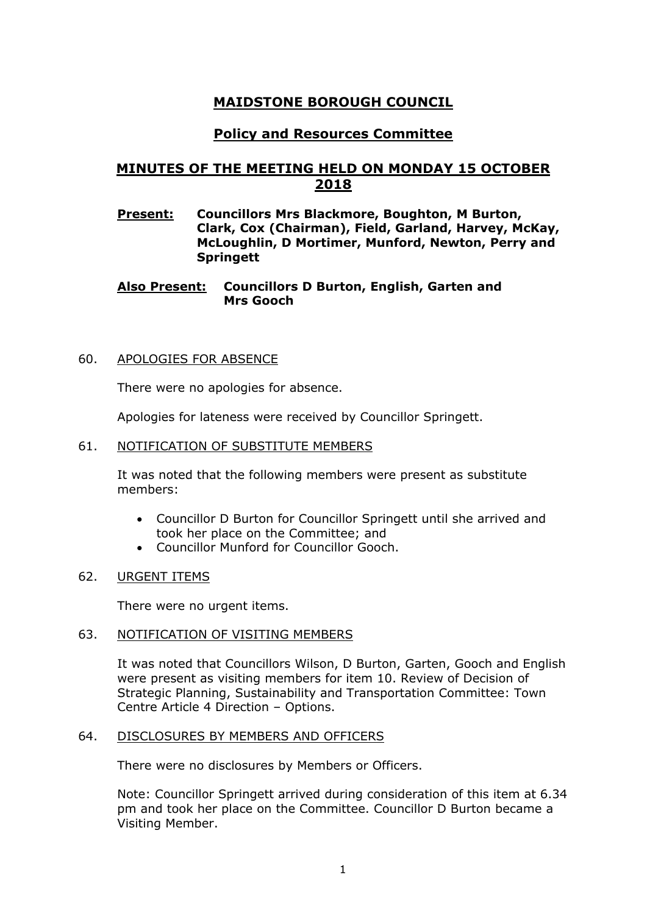# MAIDSTONE BOROUGH COUNCIL

## Policy and Resources Committee

## MINUTES OF THE MEETING HELD ON MONDAY 15 OCTOBER 2018

**Present:** **Councillors Mrs Blackmore, Boughton, M Burton, Clark, Cox (Chairman), Field, Garland, Harvey, McKay, McLoughlin, D Mortimer, Munford, Newton, Perry and Springett**

**Also Present:** **Councillors D Burton, English, Garten and Mrs Gooch**

60. APOLOGIES FOR ABSENCE

There were no apologies for absence.

Apologies for lateness were received by Councillor Springett.

61. NOTIFICATION OF SUBSTITUTE MEMBERS

It was noted that the following members were present as substitute members:

- Councillor D Burton for Councillor Springett until she arrived and took her place on the Committee; and
- Councillor Munford for Councillor Gooch.

62. URGENT ITEMS

There were no urgent items.

63. NOTIFICATION OF VISITING MEMBERS

It was noted that Councillors Wilson, D Burton, Garten, Gooch and English were present as visiting members for item 10. Review of Decision of Strategic Planning, Sustainability and Transportation Committee: Town Centre Article 4 Direction – Options.

64. DISCLOSURES BY MEMBERS AND OFFICERS

There were no disclosures by Members or Officers.

Note: Councillor Springett arrived during consideration of this item at 6.34 pm and took her place on the Committee. Councillor D Burton became a Visiting Member.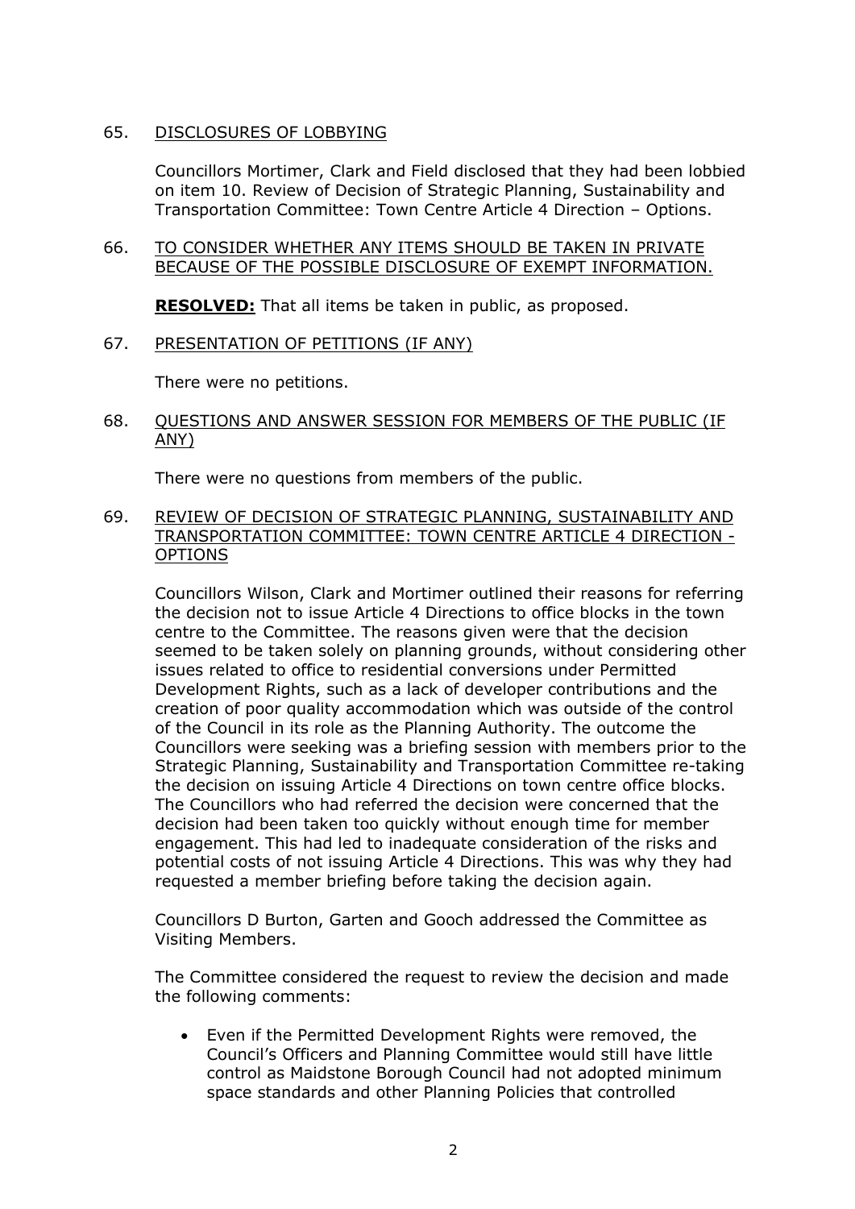65. DISCLOSURES OF LOBBYING

Councillors Mortimer, Clark and Field disclosed that they had been lobbied on item 10. Review of Decision of Strategic Planning, Sustainability and Transportation Committee: Town Centre Article 4 Direction – Options.

66. TO CONSIDER WHETHER ANY ITEMS SHOULD BE TAKEN IN PRIVATE BECAUSE OF THE POSSIBLE DISCLOSURE OF EXEMPT INFORMATION.

**RESOLVED:** That all items be taken in public, as proposed.

67. PRESENTATION OF PETITIONS (IF ANY)

There were no petitions.

68. QUESTIONS AND ANSWER SESSION FOR MEMBERS OF THE PUBLIC (IF ANY)

There were no questions from members of the public.

69. REVIEW OF DECISION OF STRATEGIC PLANNING, SUSTAINABILITY AND TRANSPORTATION COMMITTEE: TOWN CENTRE ARTICLE 4 DIRECTION - OPTIONS

Councillors Wilson, Clark and Mortimer outlined their reasons for referring the decision not to issue Article 4 Directions to office blocks in the town centre to the Committee. The reasons given were that the decision seemed to be taken solely on planning grounds, without considering other issues related to office to residential conversions under Permitted Development Rights, such as a lack of developer contributions and the creation of poor quality accommodation which was outside of the control of the Council in its role as the Planning Authority. The outcome the Councillors were seeking was a briefing session with members prior to the Strategic Planning, Sustainability and Transportation Committee re-taking the decision on issuing Article 4 Directions on town centre office blocks. The Councillors who had referred the decision were concerned that the decision had been taken too quickly without enough time for member engagement. This had led to inadequate consideration of the risks and potential costs of not issuing Article 4 Directions. This was why they had requested a member briefing before taking the decision again.

Councillors D Burton, Garten and Gooch addressed the Committee as Visiting Members.

The Committee considered the request to review the decision and made the following comments:

- Even if the Permitted Development Rights were removed, the Council's Officers and Planning Committee would still have little control as Maidstone Borough Council had not adopted minimum space standards and other Planning Policies that controlled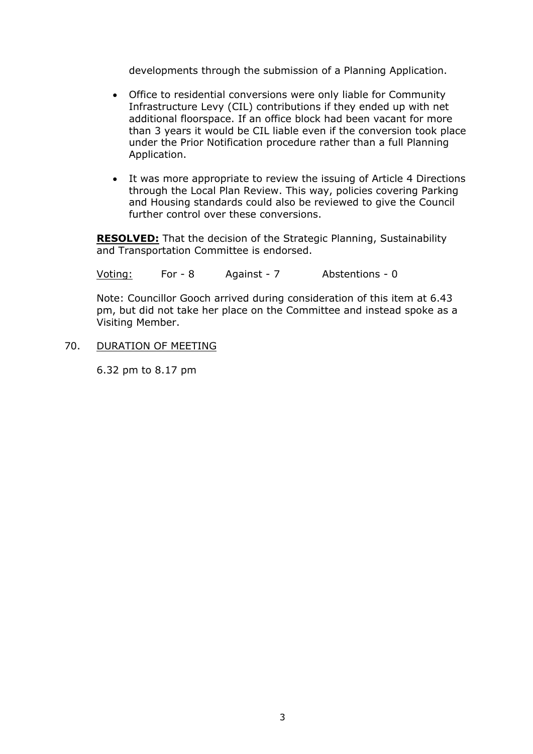developments through the submission of a Planning Application.

- Office to residential conversions were only liable for Community Infrastructure Levy (CIL) contributions if they ended up with net additional floorspace. If an office block had been vacant for more than 3 years it would be CIL liable even if the conversion took place under the Prior Notification procedure rather than a full Planning Application.

- It was more appropriate to review the issuing of Article 4 Directions through the Local Plan Review. This way, policies covering Parking and Housing standards could also be reviewed to give the Council further control over these conversions.

**RESOLVED:** That the decision of the Strategic Planning, Sustainability and Transportation Committee is endorsed.

Voting: For - 8 Against - 7 Abstentions - 0

Note: Councillor Gooch arrived during consideration of this item at 6.43 pm, but did not take her place on the Committee and instead spoke as a Visiting Member.

70. DURATION OF MEETING

6.32 pm to 8.17 pm